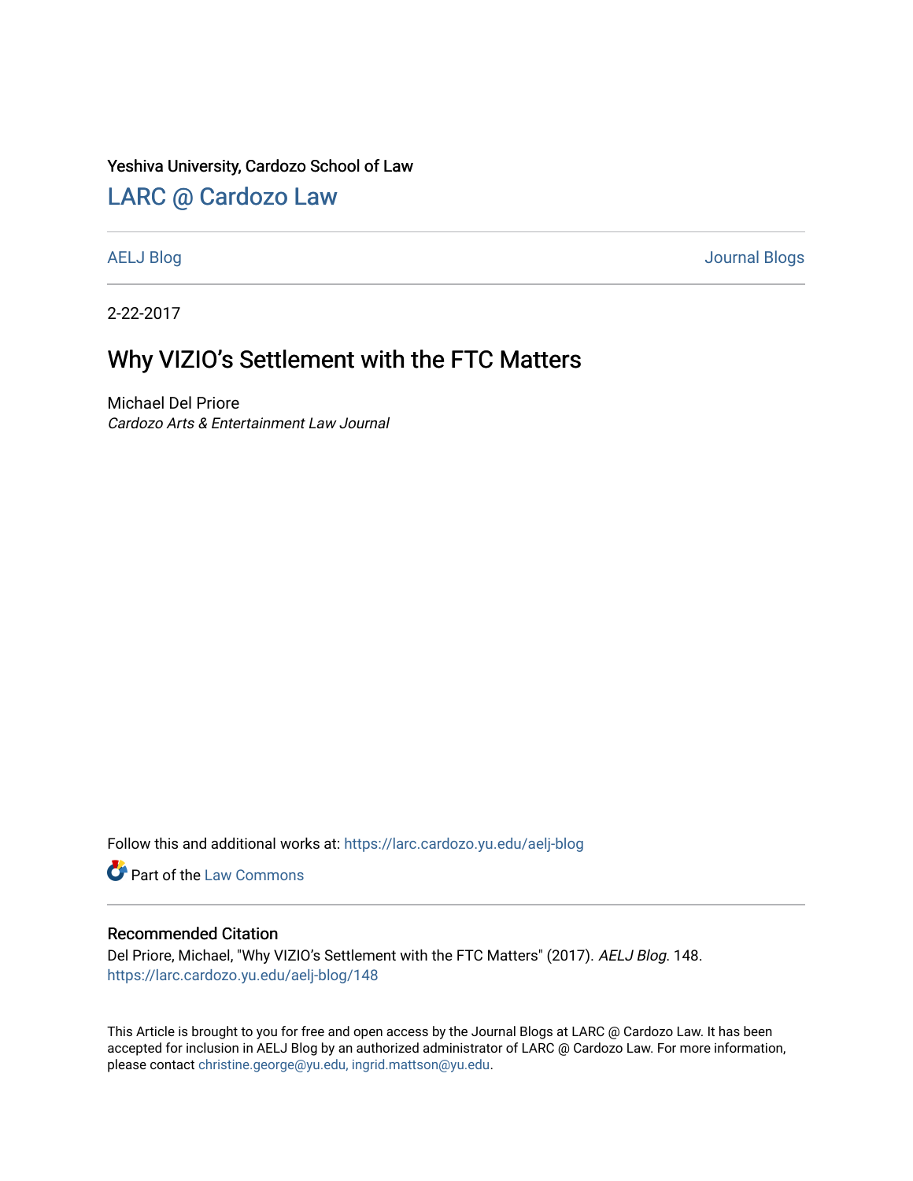Yeshiva University, Cardozo School of Law

## LARC @ Cardozo Law

AELJ Blog | Journal Blogs

2-22-2017

# Why VIZIO's Settlement with the FTC Matters

Michael Del Priore
*Cardozo Arts & Entertainment Law Journal*

Follow this and additional works at: https://larc.cardozo.yu.edu/aelj-blog

Part of the Law Commons

### Recommended Citation

Del Priore, Michael, "Why VIZIO's Settlement with the FTC Matters" (2017). *AELJ Blog*. 148.
https://larc.cardozo.yu.edu/aelj-blog/148

This Article is brought to you for free and open access by the Journal Blogs at LARC @ Cardozo Law. It has been accepted for inclusion in AELJ Blog by an authorized administrator of LARC @ Cardozo Law. For more information, please contact christine.george@yu.edu, ingrid.mattson@yu.edu.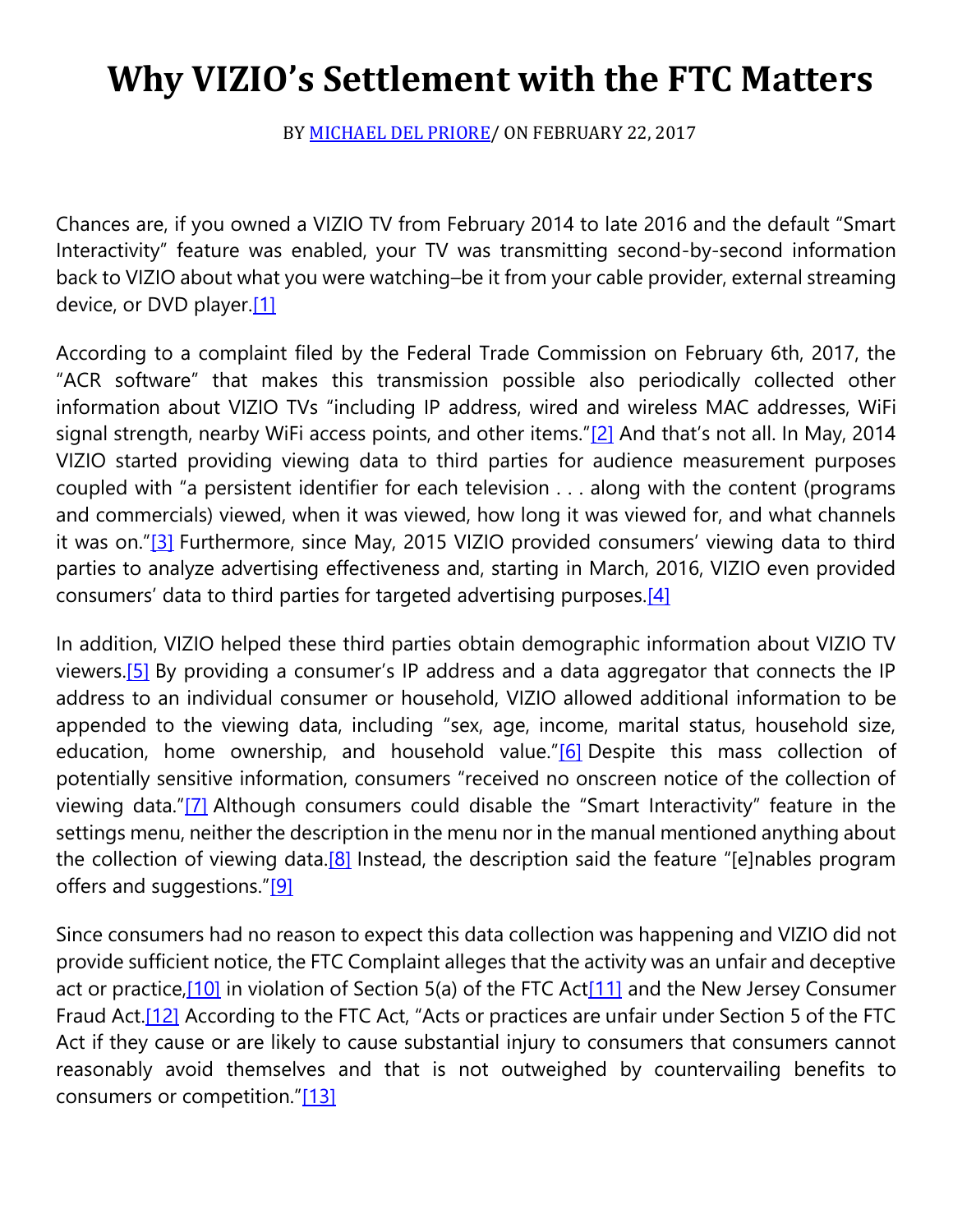# Why VIZIO's Settlement with the FTC Matters

BY [MICHAEL DEL PRIORE](#)/ ON FEBRUARY 22, 2017

Chances are, if you owned a VIZIO TV from February 2014 to late 2016 and the default "Smart Interactivity" feature was enabled, your TV was transmitting second-by-second information back to VIZIO about what you were watching–be it from your cable provider, external streaming device, or DVD player.[1]

According to a complaint filed by the Federal Trade Commission on February 6th, 2017, the "ACR software" that makes this transmission possible also periodically collected other information about VIZIO TVs "including IP address, wired and wireless MAC addresses, WiFi signal strength, nearby WiFi access points, and other items."[2] And that's not all. In May, 2014 VIZIO started providing viewing data to third parties for audience measurement purposes coupled with "a persistent identifier for each television . . . along with the content (programs and commercials) viewed, when it was viewed, how long it was viewed for, and what channels it was on."[3] Furthermore, since May, 2015 VIZIO provided consumers' viewing data to third parties to analyze advertising effectiveness and, starting in March, 2016, VIZIO even provided consumers' data to third parties for targeted advertising purposes.[4]

In addition, VIZIO helped these third parties obtain demographic information about VIZIO TV viewers.[5] By providing a consumer's IP address and a data aggregator that connects the IP address to an individual consumer or household, VIZIO allowed additional information to be appended to the viewing data, including "sex, age, income, marital status, household size, education, home ownership, and household value."[6] Despite this mass collection of potentially sensitive information, consumers "received no onscreen notice of the collection of viewing data."[7] Although consumers could disable the "Smart Interactivity" feature in the settings menu, neither the description in the menu nor in the manual mentioned anything about the collection of viewing data.[8] Instead, the description said the feature "[e]nables program offers and suggestions."[9]

Since consumers had no reason to expect this data collection was happening and VIZIO did not provide sufficient notice, the FTC Complaint alleges that the activity was an unfair and deceptive act or practice,[10] in violation of Section 5(a) of the FTC Act[11] and the New Jersey Consumer Fraud Act.[12] According to the FTC Act, "Acts or practices are unfair under Section 5 of the FTC Act if they cause or are likely to cause substantial injury to consumers that consumers cannot reasonably avoid themselves and that is not outweighed by countervailing benefits to consumers or competition."[13]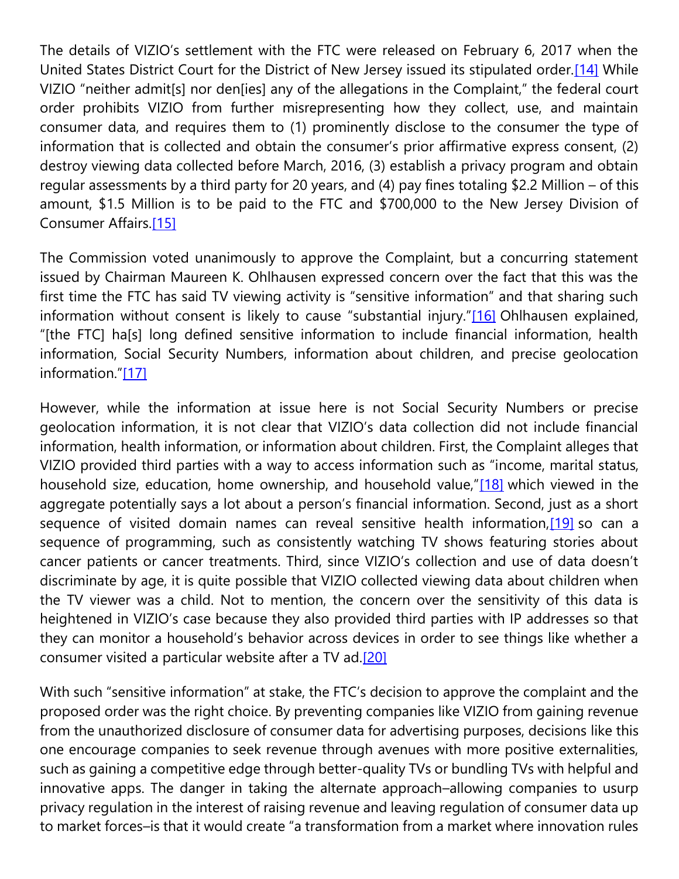The details of VIZIO's settlement with the FTC were released on February 6, 2017 when the United States District Court for the District of New Jersey issued its stipulated order.[14] While VIZIO "neither admit[s] nor den[ies] any of the allegations in the Complaint," the federal court order prohibits VIZIO from further misrepresenting how they collect, use, and maintain consumer data, and requires them to (1) prominently disclose to the consumer the type of information that is collected and obtain the consumer's prior affirmative express consent, (2) destroy viewing data collected before March, 2016, (3) establish a privacy program and obtain regular assessments by a third party for 20 years, and (4) pay fines totaling $2.2 Million – of this amount, $1.5 Million is to be paid to the FTC and $700,000 to the New Jersey Division of Consumer Affairs.[15]

The Commission voted unanimously to approve the Complaint, but a concurring statement issued by Chairman Maureen K. Ohlhausen expressed concern over the fact that this was the first time the FTC has said TV viewing activity is "sensitive information" and that sharing such information without consent is likely to cause "substantial injury."[16] Ohlhausen explained, "[the FTC] ha[s] long defined sensitive information to include financial information, health information, Social Security Numbers, information about children, and precise geolocation information."[17]

However, while the information at issue here is not Social Security Numbers or precise geolocation information, it is not clear that VIZIO's data collection did not include financial information, health information, or information about children. First, the Complaint alleges that VIZIO provided third parties with a way to access information such as "income, marital status, household size, education, home ownership, and household value,"[18] which viewed in the aggregate potentially says a lot about a person's financial information. Second, just as a short sequence of visited domain names can reveal sensitive health information,[19] so can a sequence of programming, such as consistently watching TV shows featuring stories about cancer patients or cancer treatments. Third, since VIZIO's collection and use of data doesn't discriminate by age, it is quite possible that VIZIO collected viewing data about children when the TV viewer was a child. Not to mention, the concern over the sensitivity of this data is heightened in VIZIO's case because they also provided third parties with IP addresses so that they can monitor a household's behavior across devices in order to see things like whether a consumer visited a particular website after a TV ad.[20]

With such "sensitive information" at stake, the FTC's decision to approve the complaint and the proposed order was the right choice. By preventing companies like VIZIO from gaining revenue from the unauthorized disclosure of consumer data for advertising purposes, decisions like this one encourage companies to seek revenue through avenues with more positive externalities, such as gaining a competitive edge through better-quality TVs or bundling TVs with helpful and innovative apps. The danger in taking the alternate approach–allowing companies to usurp privacy regulation in the interest of raising revenue and leaving regulation of consumer data up to market forces–is that it would create "a transformation from a market where innovation rules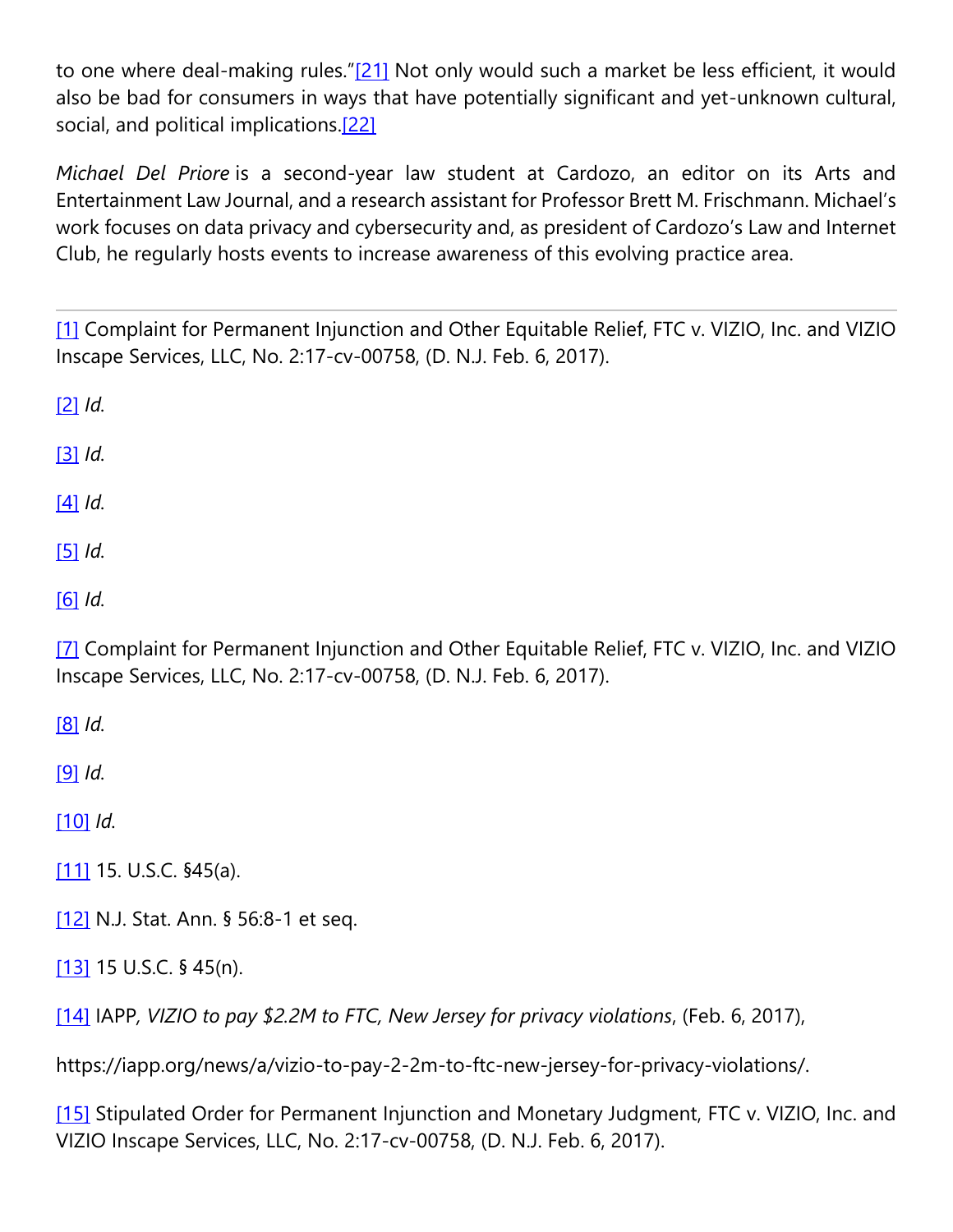to one where deal-making rules."[21] Not only would such a market be less efficient, it would also be bad for consumers in ways that have potentially significant and yet-unknown cultural, social, and political implications.[22]

*Michael Del Priore* is a second-year law student at Cardozo, an editor on its Arts and Entertainment Law Journal, and a research assistant for Professor Brett M. Frischmann. Michael's work focuses on data privacy and cybersecurity and, as president of Cardozo's Law and Internet Club, he regularly hosts events to increase awareness of this evolving practice area.

---

[1] Complaint for Permanent Injunction and Other Equitable Relief, FTC v. VIZIO, Inc. and VIZIO Inscape Services, LLC, No. 2:17-cv-00758, (D. N.J. Feb. 6, 2017).

[2] *Id.*

[3] *Id.*

[4] *Id.*

[5] *Id.*

[6] *Id.*

[7] Complaint for Permanent Injunction and Other Equitable Relief, FTC v. VIZIO, Inc. and VIZIO Inscape Services, LLC, No. 2:17-cv-00758, (D. N.J. Feb. 6, 2017).

[8] *Id.*

[9] *Id.*

[10] *Id.*

[11] 15. U.S.C. §45(a).

[12] N.J. Stat. Ann. § 56:8-1 et seq.

[13] 15 U.S.C. § 45(n).

[14] IAPP, *VIZIO to pay $2.2M to FTC, New Jersey for privacy violations*, (Feb. 6, 2017),

https://iapp.org/news/a/vizio-to-pay-2-2m-to-ftc-new-jersey-for-privacy-violations/.

[15] Stipulated Order for Permanent Injunction and Monetary Judgment, FTC v. VIZIO, Inc. and VIZIO Inscape Services, LLC, No. 2:17-cv-00758, (D. N.J. Feb. 6, 2017).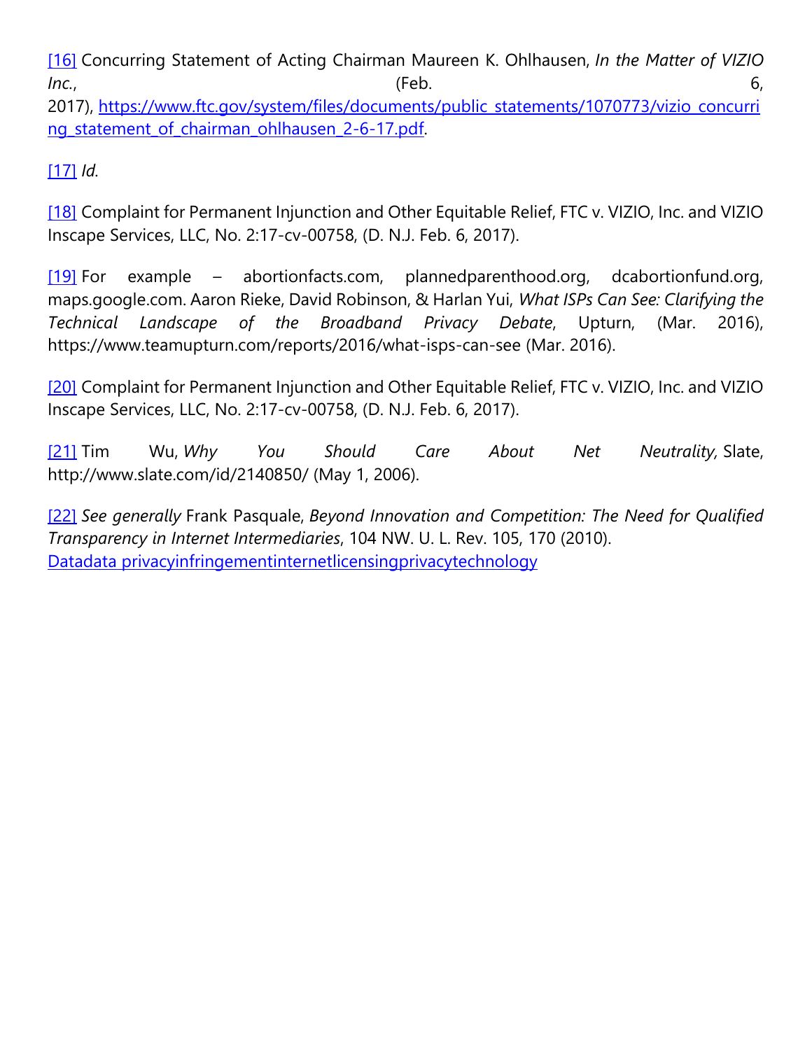[16] Concurring Statement of Acting Chairman Maureen K. Ohlhausen, *In the Matter of VIZIO Inc.*, (Feb. 6, 2017), https://www.ftc.gov/system/files/documents/public_statements/1070773/vizio_concurring_statement_of_chairman_ohlhausen_2-6-17.pdf.

[17] *Id.*

[18] Complaint for Permanent Injunction and Other Equitable Relief, FTC v. VIZIO, Inc. and VIZIO Inscape Services, LLC, No. 2:17-cv-00758, (D. N.J. Feb. 6, 2017).

[19] For example – abortionfacts.com, plannedparenthood.org, dcabortionfund.org, maps.google.com. Aaron Rieke, David Robinson, & Harlan Yui, *What ISPs Can See: Clarifying the Technical Landscape of the Broadband Privacy Debate*, Upturn, (Mar. 2016), https://www.teamupturn.com/reports/2016/what-isps-can-see (Mar. 2016).

[20] Complaint for Permanent Injunction and Other Equitable Relief, FTC v. VIZIO, Inc. and VIZIO Inscape Services, LLC, No. 2:17-cv-00758, (D. N.J. Feb. 6, 2017).

[21] Tim Wu, *Why You Should Care About Net Neutrality,* Slate, http://www.slate.com/id/2140850/ (May 1, 2006).

[22] *See generally* Frank Pasquale, *Beyond Innovation and Competition: The Need for Qualified Transparency in Internet Intermediaries*, 104 NW. U. L. Rev. 105, 170 (2010).

Datadata privacyinfringementinternetlicensingprivacytechnology